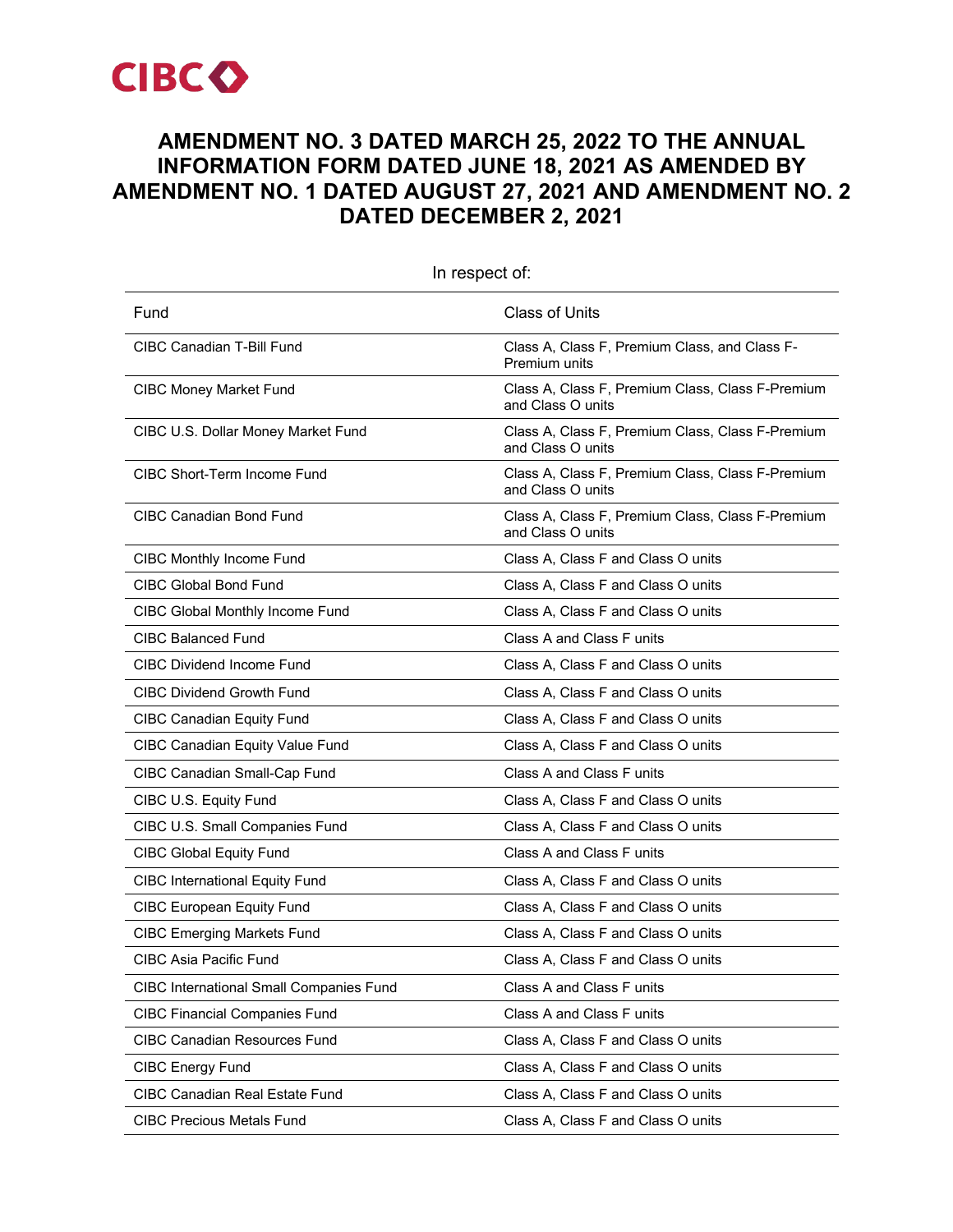CIBC

# AMENDMENT NO. 3 DATED MARCH 25, 2022 TO THE ANNUAL INFORMATION FORM DATED JUNE 18, 2021 AS AMENDED BY AMENDMENT NO. 1 DATED AUGUST 27, 2021 AND AMENDMENT NO. 2 DATED DECEMBER 2, 2021

In respect of:

| Fund | Class of Units |
|---|---|
| CIBC Canadian T-Bill Fund | Class A, Class F, Premium Class, and Class F-Premium units |
| CIBC Money Market Fund | Class A, Class F, Premium Class, Class F-Premium and Class O units |
| CIBC U.S. Dollar Money Market Fund | Class A, Class F, Premium Class, Class F-Premium and Class O units |
| CIBC Short-Term Income Fund | Class A, Class F, Premium Class, Class F-Premium and Class O units |
| CIBC Canadian Bond Fund | Class A, Class F, Premium Class, Class F-Premium and Class O units |
| CIBC Monthly Income Fund | Class A, Class F and Class O units |
| CIBC Global Bond Fund | Class A, Class F and Class O units |
| CIBC Global Monthly Income Fund | Class A, Class F and Class O units |
| CIBC Balanced Fund | Class A and Class F units |
| CIBC Dividend Income Fund | Class A, Class F and Class O units |
| CIBC Dividend Growth Fund | Class A, Class F and Class O units |
| CIBC Canadian Equity Fund | Class A, Class F and Class O units |
| CIBC Canadian Equity Value Fund | Class A, Class F and Class O units |
| CIBC Canadian Small-Cap Fund | Class A and Class F units |
| CIBC U.S. Equity Fund | Class A, Class F and Class O units |
| CIBC U.S. Small Companies Fund | Class A, Class F and Class O units |
| CIBC Global Equity Fund | Class A and Class F units |
| CIBC International Equity Fund | Class A, Class F and Class O units |
| CIBC European Equity Fund | Class A, Class F and Class O units |
| CIBC Emerging Markets Fund | Class A, Class F and Class O units |
| CIBC Asia Pacific Fund | Class A, Class F and Class O units |
| CIBC International Small Companies Fund | Class A and Class F units |
| CIBC Financial Companies Fund | Class A and Class F units |
| CIBC Canadian Resources Fund | Class A, Class F and Class O units |
| CIBC Energy Fund | Class A, Class F and Class O units |
| CIBC Canadian Real Estate Fund | Class A, Class F and Class O units |
| CIBC Precious Metals Fund | Class A, Class F and Class O units |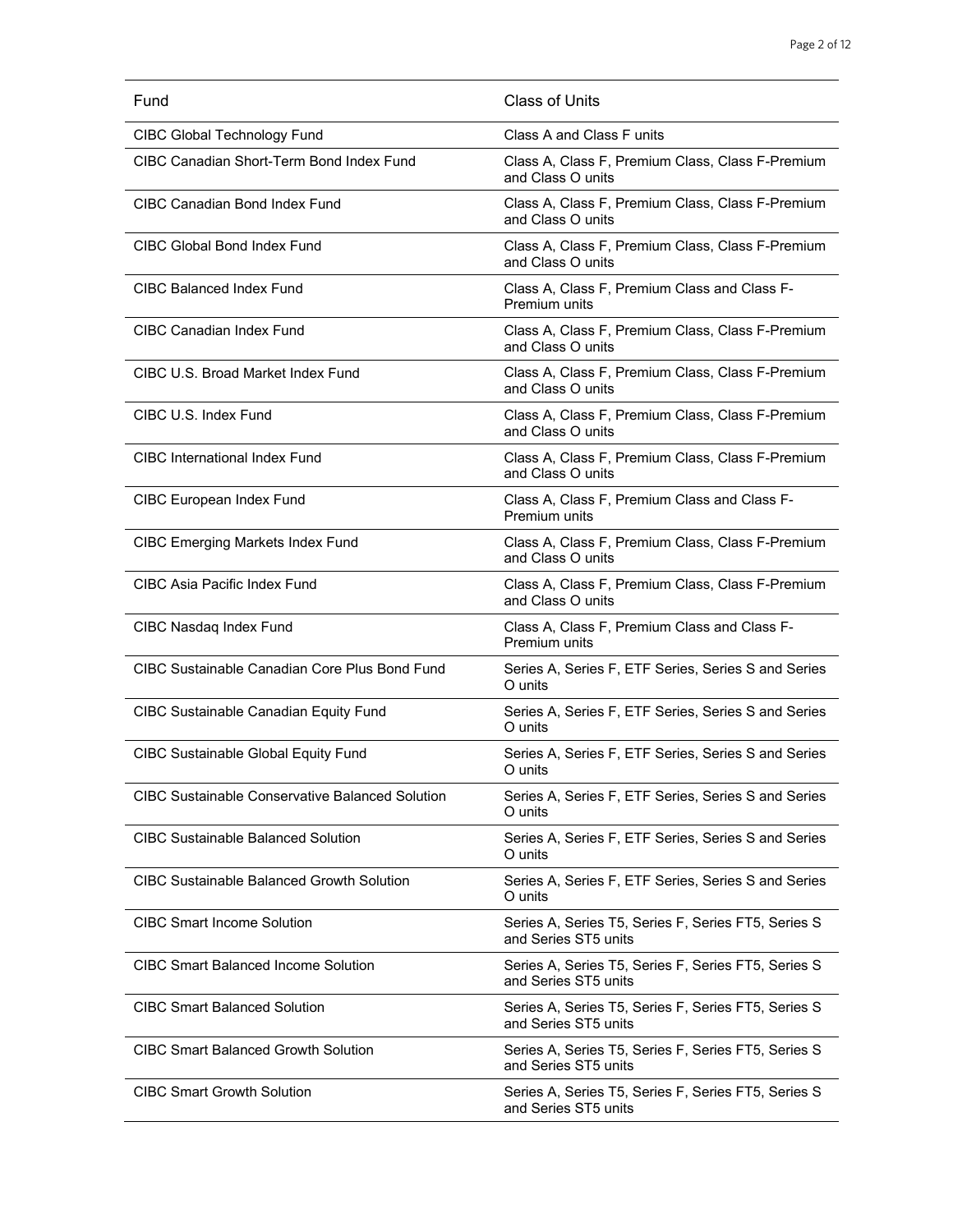| Fund | Class of Units |
| --- | --- |
| CIBC Global Technology Fund | Class A and Class F units |
| CIBC Canadian Short-Term Bond Index Fund | Class A, Class F, Premium Class, Class F-Premium and Class O units |
| CIBC Canadian Bond Index Fund | Class A, Class F, Premium Class, Class F-Premium and Class O units |
| CIBC Global Bond Index Fund | Class A, Class F, Premium Class, Class F-Premium and Class O units |
| CIBC Balanced Index Fund | Class A, Class F, Premium Class and Class F-Premium units |
| CIBC Canadian Index Fund | Class A, Class F, Premium Class, Class F-Premium and Class O units |
| CIBC U.S. Broad Market Index Fund | Class A, Class F, Premium Class, Class F-Premium and Class O units |
| CIBC U.S. Index Fund | Class A, Class F, Premium Class, Class F-Premium and Class O units |
| CIBC International Index Fund | Class A, Class F, Premium Class, Class F-Premium and Class O units |
| CIBC European Index Fund | Class A, Class F, Premium Class and Class F-Premium units |
| CIBC Emerging Markets Index Fund | Class A, Class F, Premium Class, Class F-Premium and Class O units |
| CIBC Asia Pacific Index Fund | Class A, Class F, Premium Class, Class F-Premium and Class O units |
| CIBC Nasdaq Index Fund | Class A, Class F, Premium Class and Class F-Premium units |
| CIBC Sustainable Canadian Core Plus Bond Fund | Series A, Series F, ETF Series, Series S and Series O units |
| CIBC Sustainable Canadian Equity Fund | Series A, Series F, ETF Series, Series S and Series O units |
| CIBC Sustainable Global Equity Fund | Series A, Series F, ETF Series, Series S and Series O units |
| CIBC Sustainable Conservative Balanced Solution | Series A, Series F, ETF Series, Series S and Series O units |
| CIBC Sustainable Balanced Solution | Series A, Series F, ETF Series, Series S and Series O units |
| CIBC Sustainable Balanced Growth Solution | Series A, Series F, ETF Series, Series S and Series O units |
| CIBC Smart Income Solution | Series A, Series T5, Series F, Series FT5, Series S and Series ST5 units |
| CIBC Smart Balanced Income Solution | Series A, Series T5, Series F, Series FT5, Series S and Series ST5 units |
| CIBC Smart Balanced Solution | Series A, Series T5, Series F, Series FT5, Series S and Series ST5 units |
| CIBC Smart Balanced Growth Solution | Series A, Series T5, Series F, Series FT5, Series S and Series ST5 units |
| CIBC Smart Growth Solution | Series A, Series T5, Series F, Series FT5, Series S and Series ST5 units |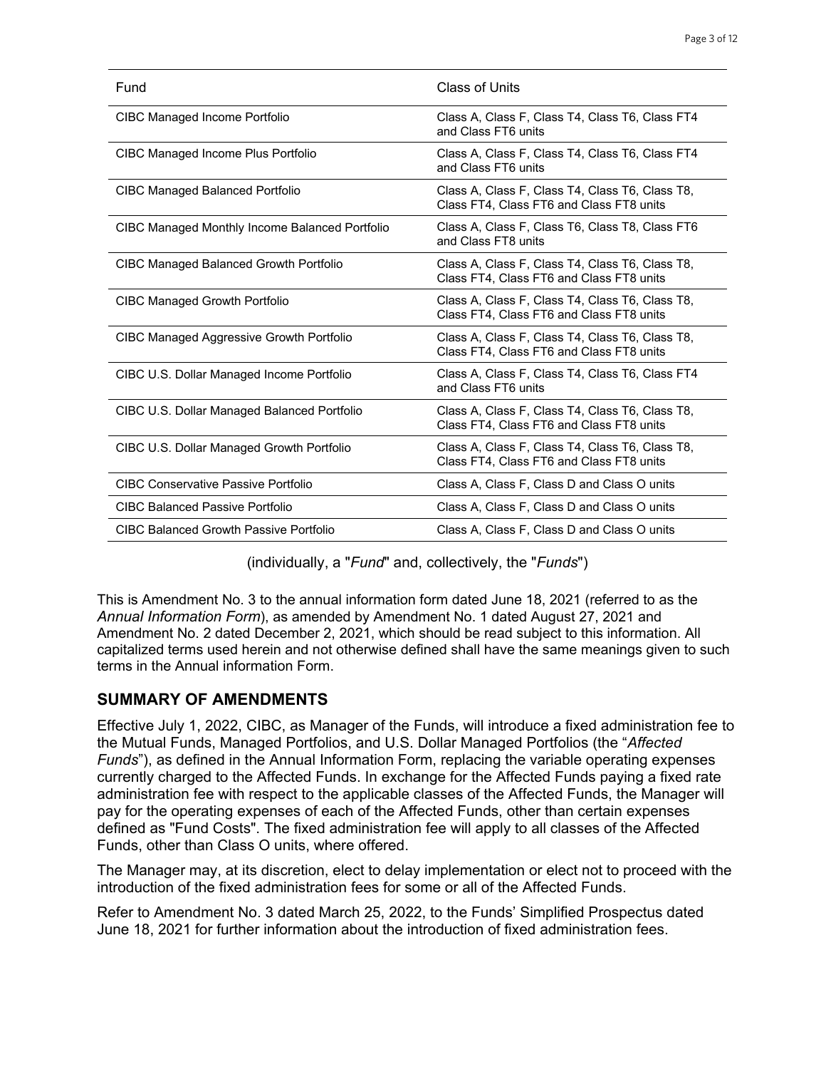| Fund | Class of Units |
| --- | --- |
| CIBC Managed Income Portfolio | Class A, Class F, Class T4, Class T6, Class FT4 and Class FT6 units |
| CIBC Managed Income Plus Portfolio | Class A, Class F, Class T4, Class T6, Class FT4 and Class FT6 units |
| CIBC Managed Balanced Portfolio | Class A, Class F, Class T4, Class T6, Class T8, Class FT4, Class FT6 and Class FT8 units |
| CIBC Managed Monthly Income Balanced Portfolio | Class A, Class F, Class T6, Class T8, Class FT6 and Class FT8 units |
| CIBC Managed Balanced Growth Portfolio | Class A, Class F, Class T4, Class T6, Class T8, Class FT4, Class FT6 and Class FT8 units |
| CIBC Managed Growth Portfolio | Class A, Class F, Class T4, Class T6, Class T8, Class FT4, Class FT6 and Class FT8 units |
| CIBC Managed Aggressive Growth Portfolio | Class A, Class F, Class T4, Class T6, Class T8, Class FT4, Class FT6 and Class FT8 units |
| CIBC U.S. Dollar Managed Income Portfolio | Class A, Class F, Class T4, Class T6, Class FT4 and Class FT6 units |
| CIBC U.S. Dollar Managed Balanced Portfolio | Class A, Class F, Class T4, Class T6, Class T8, Class FT4, Class FT6 and Class FT8 units |
| CIBC U.S. Dollar Managed Growth Portfolio | Class A, Class F, Class T4, Class T6, Class T8, Class FT4, Class FT6 and Class FT8 units |
| CIBC Conservative Passive Portfolio | Class A, Class F, Class D and Class O units |
| CIBC Balanced Passive Portfolio | Class A, Class F, Class D and Class O units |
| CIBC Balanced Growth Passive Portfolio | Class A, Class F, Class D and Class O units |

(individually, a "*Fund*" and, collectively, the "*Funds*")

This is Amendment No. 3 to the annual information form dated June 18, 2021 (referred to as the *Annual Information Form*), as amended by Amendment No. 1 dated August 27, 2021 and Amendment No. 2 dated December 2, 2021, which should be read subject to this information. All capitalized terms used herein and not otherwise defined shall have the same meanings given to such terms in the Annual information Form.

## SUMMARY OF AMENDMENTS

Effective July 1, 2022, CIBC, as Manager of the Funds, will introduce a fixed administration fee to the Mutual Funds, Managed Portfolios, and U.S. Dollar Managed Portfolios (the "*Affected Funds*"), as defined in the Annual Information Form, replacing the variable operating expenses currently charged to the Affected Funds. In exchange for the Affected Funds paying a fixed rate administration fee with respect to the applicable classes of the Affected Funds, the Manager will pay for the operating expenses of each of the Affected Funds, other than certain expenses defined as "Fund Costs". The fixed administration fee will apply to all classes of the Affected Funds, other than Class O units, where offered.

The Manager may, at its discretion, elect to delay implementation or elect not to proceed with the introduction of the fixed administration fees for some or all of the Affected Funds.

Refer to Amendment No. 3 dated March 25, 2022, to the Funds' Simplified Prospectus dated June 18, 2021 for further information about the introduction of fixed administration fees.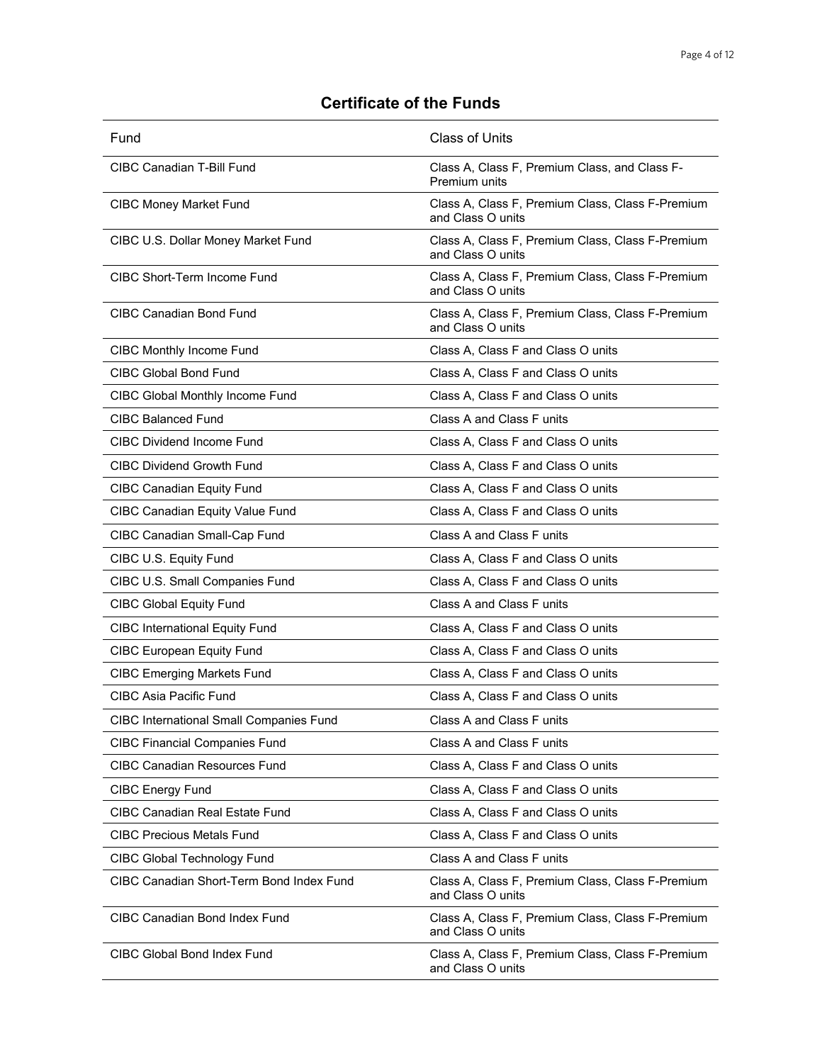## Certificate of the Funds

| Fund | Class of Units |
| --- | --- |
| CIBC Canadian T-Bill Fund | Class A, Class F, Premium Class, and Class F-Premium units |
| CIBC Money Market Fund | Class A, Class F, Premium Class, Class F-Premium and Class O units |
| CIBC U.S. Dollar Money Market Fund | Class A, Class F, Premium Class, Class F-Premium and Class O units |
| CIBC Short-Term Income Fund | Class A, Class F, Premium Class, Class F-Premium and Class O units |
| CIBC Canadian Bond Fund | Class A, Class F, Premium Class, Class F-Premium and Class O units |
| CIBC Monthly Income Fund | Class A, Class F and Class O units |
| CIBC Global Bond Fund | Class A, Class F and Class O units |
| CIBC Global Monthly Income Fund | Class A, Class F and Class O units |
| CIBC Balanced Fund | Class A and Class F units |
| CIBC Dividend Income Fund | Class A, Class F and Class O units |
| CIBC Dividend Growth Fund | Class A, Class F and Class O units |
| CIBC Canadian Equity Fund | Class A, Class F and Class O units |
| CIBC Canadian Equity Value Fund | Class A, Class F and Class O units |
| CIBC Canadian Small-Cap Fund | Class A and Class F units |
| CIBC U.S. Equity Fund | Class A, Class F and Class O units |
| CIBC U.S. Small Companies Fund | Class A, Class F and Class O units |
| CIBC Global Equity Fund | Class A and Class F units |
| CIBC International Equity Fund | Class A, Class F and Class O units |
| CIBC European Equity Fund | Class A, Class F and Class O units |
| CIBC Emerging Markets Fund | Class A, Class F and Class O units |
| CIBC Asia Pacific Fund | Class A, Class F and Class O units |
| CIBC International Small Companies Fund | Class A and Class F units |
| CIBC Financial Companies Fund | Class A and Class F units |
| CIBC Canadian Resources Fund | Class A, Class F and Class O units |
| CIBC Energy Fund | Class A, Class F and Class O units |
| CIBC Canadian Real Estate Fund | Class A, Class F and Class O units |
| CIBC Precious Metals Fund | Class A, Class F and Class O units |
| CIBC Global Technology Fund | Class A and Class F units |
| CIBC Canadian Short-Term Bond Index Fund | Class A, Class F, Premium Class, Class F-Premium and Class O units |
| CIBC Canadian Bond Index Fund | Class A, Class F, Premium Class, Class F-Premium and Class O units |
| CIBC Global Bond Index Fund | Class A, Class F, Premium Class, Class F-Premium and Class O units |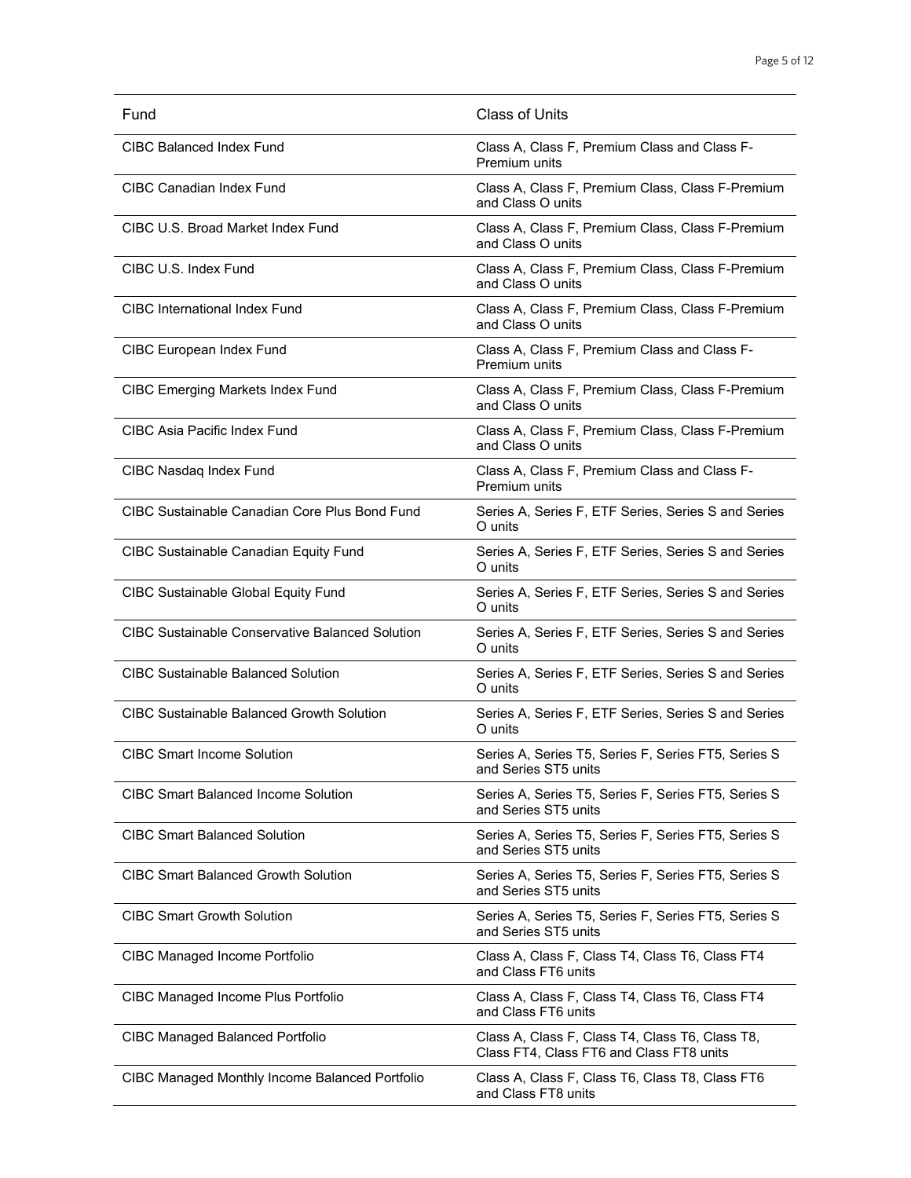| Fund | Class of Units |
|---|---|
| CIBC Balanced Index Fund | Class A, Class F, Premium Class and Class F-Premium units |
| CIBC Canadian Index Fund | Class A, Class F, Premium Class, Class F-Premium and Class O units |
| CIBC U.S. Broad Market Index Fund | Class A, Class F, Premium Class, Class F-Premium and Class O units |
| CIBC U.S. Index Fund | Class A, Class F, Premium Class, Class F-Premium and Class O units |
| CIBC International Index Fund | Class A, Class F, Premium Class, Class F-Premium and Class O units |
| CIBC European Index Fund | Class A, Class F, Premium Class and Class F-Premium units |
| CIBC Emerging Markets Index Fund | Class A, Class F, Premium Class, Class F-Premium and Class O units |
| CIBC Asia Pacific Index Fund | Class A, Class F, Premium Class, Class F-Premium and Class O units |
| CIBC Nasdaq Index Fund | Class A, Class F, Premium Class and Class F-Premium units |
| CIBC Sustainable Canadian Core Plus Bond Fund | Series A, Series F, ETF Series, Series S and Series O units |
| CIBC Sustainable Canadian Equity Fund | Series A, Series F, ETF Series, Series S and Series O units |
| CIBC Sustainable Global Equity Fund | Series A, Series F, ETF Series, Series S and Series O units |
| CIBC Sustainable Conservative Balanced Solution | Series A, Series F, ETF Series, Series S and Series O units |
| CIBC Sustainable Balanced Solution | Series A, Series F, ETF Series, Series S and Series O units |
| CIBC Sustainable Balanced Growth Solution | Series A, Series F, ETF Series, Series S and Series O units |
| CIBC Smart Income Solution | Series A, Series T5, Series F, Series FT5, Series S and Series ST5 units |
| CIBC Smart Balanced Income Solution | Series A, Series T5, Series F, Series FT5, Series S and Series ST5 units |
| CIBC Smart Balanced Solution | Series A, Series T5, Series F, Series FT5, Series S and Series ST5 units |
| CIBC Smart Balanced Growth Solution | Series A, Series T5, Series F, Series FT5, Series S and Series ST5 units |
| CIBC Smart Growth Solution | Series A, Series T5, Series F, Series FT5, Series S and Series ST5 units |
| CIBC Managed Income Portfolio | Class A, Class F, Class T4, Class T6, Class FT4 and Class FT6 units |
| CIBC Managed Income Plus Portfolio | Class A, Class F, Class T4, Class T6, Class FT4 and Class FT6 units |
| CIBC Managed Balanced Portfolio | Class A, Class F, Class T4, Class T6, Class T8, Class FT4, Class FT6 and Class FT8 units |
| CIBC Managed Monthly Income Balanced Portfolio | Class A, Class F, Class T6, Class T8, Class FT6 and Class FT8 units |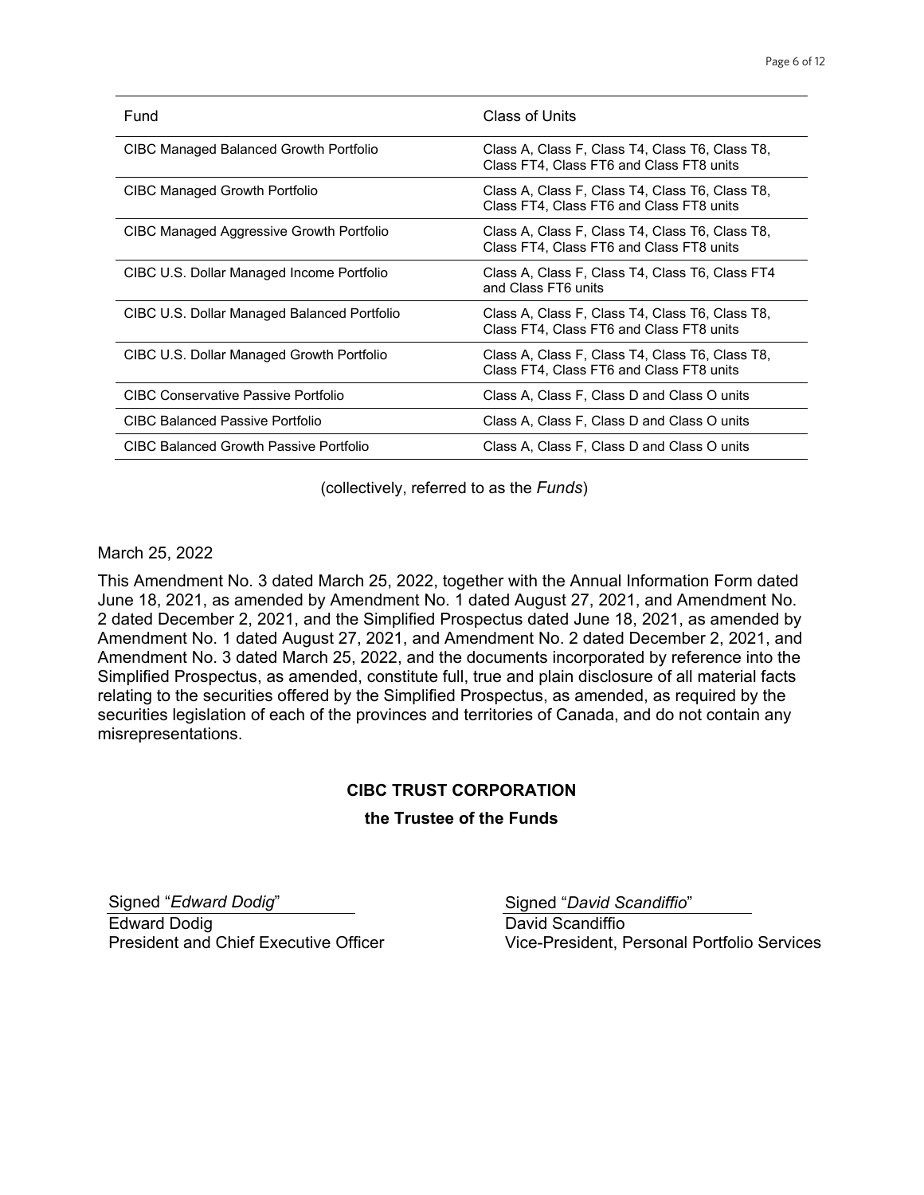| Fund | Class of Units |
| --- | --- |
| CIBC Managed Balanced Growth Portfolio | Class A, Class F, Class T4, Class T6, Class T8, Class FT4, Class FT6 and Class FT8 units |
| CIBC Managed Growth Portfolio | Class A, Class F, Class T4, Class T6, Class T8, Class FT4, Class FT6 and Class FT8 units |
| CIBC Managed Aggressive Growth Portfolio | Class A, Class F, Class T4, Class T6, Class T8, Class FT4, Class FT6 and Class FT8 units |
| CIBC U.S. Dollar Managed Income Portfolio | Class A, Class F, Class T4, Class T6, Class FT4 and Class FT6 units |
| CIBC U.S. Dollar Managed Balanced Portfolio | Class A, Class F, Class T4, Class T6, Class T8, Class FT4, Class FT6 and Class FT8 units |
| CIBC U.S. Dollar Managed Growth Portfolio | Class A, Class F, Class T4, Class T6, Class T8, Class FT4, Class FT6 and Class FT8 units |
| CIBC Conservative Passive Portfolio | Class A, Class F, Class D and Class O units |
| CIBC Balanced Passive Portfolio | Class A, Class F, Class D and Class O units |
| CIBC Balanced Growth Passive Portfolio | Class A, Class F, Class D and Class O units |

(collectively, referred to as the *Funds*)

March 25, 2022

This Amendment No. 3 dated March 25, 2022, together with the Annual Information Form dated June 18, 2021, as amended by Amendment No. 1 dated August 27, 2021, and Amendment No. 2 dated December 2, 2021, and the Simplified Prospectus dated June 18, 2021, as amended by Amendment No. 1 dated August 27, 2021, and Amendment No. 2 dated December 2, 2021, and Amendment No. 3 dated March 25, 2022, and the documents incorporated by reference into the Simplified Prospectus, as amended, constitute full, true and plain disclosure of all material facts relating to the securities offered by the Simplified Prospectus, as amended, as required by the securities legislation of each of the provinces and territories of Canada, and do not contain any misrepresentations.

**CIBC TRUST CORPORATION**

**the Trustee of the Funds**

Signed "*Edward Dodig*"
Edward Dodig
President and Chief Executive Officer

Signed "*David Scandiffio*"
David Scandiffio
Vice-President, Personal Portfolio Services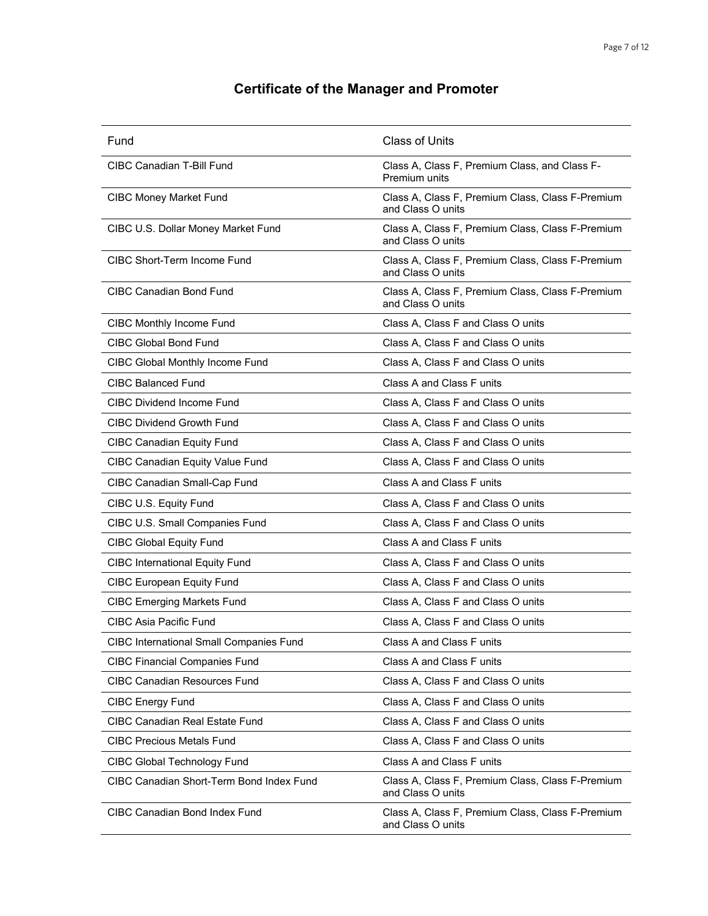# Certificate of the Manager and Promoter

| Fund | Class of Units |
|---|---|
| CIBC Canadian T-Bill Fund | Class A, Class F, Premium Class, and Class F-Premium units |
| CIBC Money Market Fund | Class A, Class F, Premium Class, Class F-Premium and Class O units |
| CIBC U.S. Dollar Money Market Fund | Class A, Class F, Premium Class, Class F-Premium and Class O units |
| CIBC Short-Term Income Fund | Class A, Class F, Premium Class, Class F-Premium and Class O units |
| CIBC Canadian Bond Fund | Class A, Class F, Premium Class, Class F-Premium and Class O units |
| CIBC Monthly Income Fund | Class A, Class F and Class O units |
| CIBC Global Bond Fund | Class A, Class F and Class O units |
| CIBC Global Monthly Income Fund | Class A, Class F and Class O units |
| CIBC Balanced Fund | Class A and Class F units |
| CIBC Dividend Income Fund | Class A, Class F and Class O units |
| CIBC Dividend Growth Fund | Class A, Class F and Class O units |
| CIBC Canadian Equity Fund | Class A, Class F and Class O units |
| CIBC Canadian Equity Value Fund | Class A, Class F and Class O units |
| CIBC Canadian Small-Cap Fund | Class A and Class F units |
| CIBC U.S. Equity Fund | Class A, Class F and Class O units |
| CIBC U.S. Small Companies Fund | Class A, Class F and Class O units |
| CIBC Global Equity Fund | Class A and Class F units |
| CIBC International Equity Fund | Class A, Class F and Class O units |
| CIBC European Equity Fund | Class A, Class F and Class O units |
| CIBC Emerging Markets Fund | Class A, Class F and Class O units |
| CIBC Asia Pacific Fund | Class A, Class F and Class O units |
| CIBC International Small Companies Fund | Class A and Class F units |
| CIBC Financial Companies Fund | Class A and Class F units |
| CIBC Canadian Resources Fund | Class A, Class F and Class O units |
| CIBC Energy Fund | Class A, Class F and Class O units |
| CIBC Canadian Real Estate Fund | Class A, Class F and Class O units |
| CIBC Precious Metals Fund | Class A, Class F and Class O units |
| CIBC Global Technology Fund | Class A and Class F units |
| CIBC Canadian Short-Term Bond Index Fund | Class A, Class F, Premium Class, Class F-Premium and Class O units |
| CIBC Canadian Bond Index Fund | Class A, Class F, Premium Class, Class F-Premium and Class O units |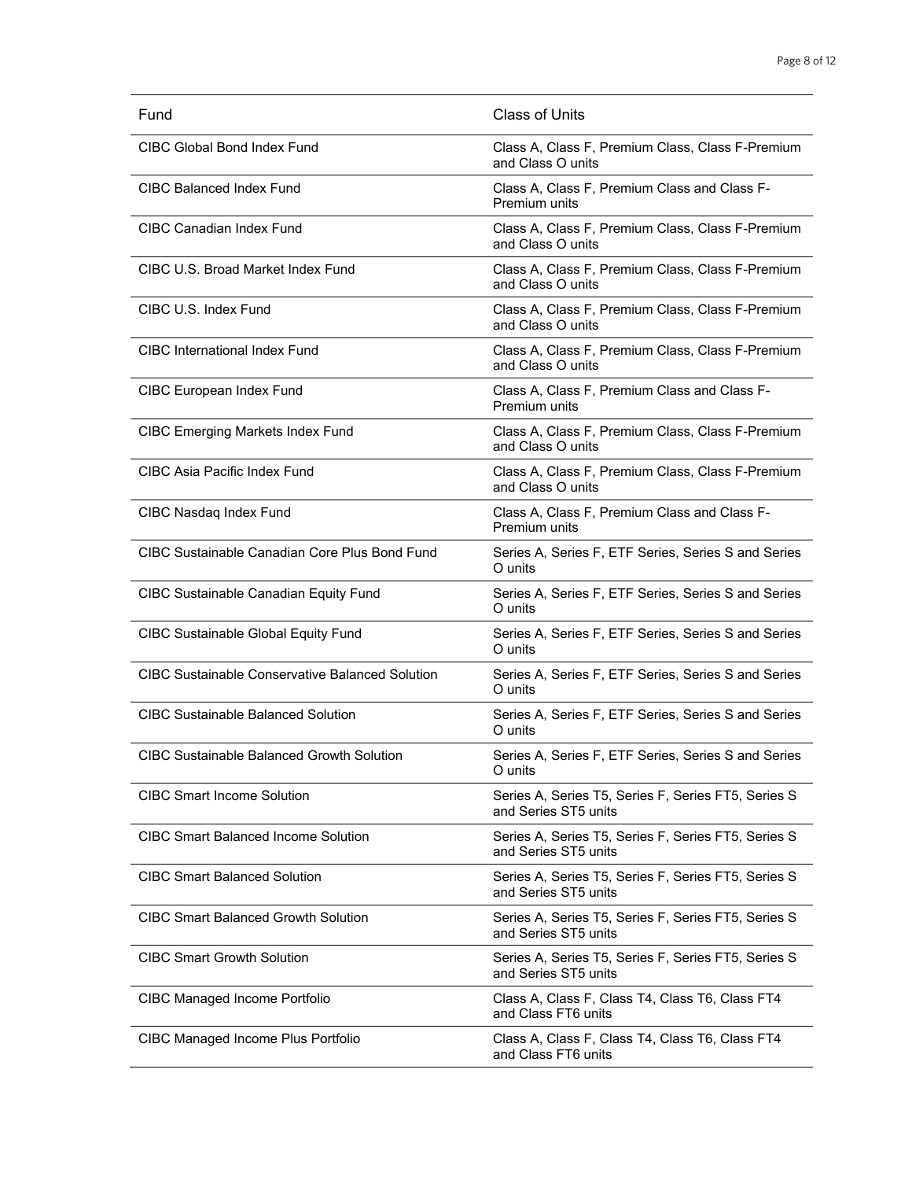| Fund | Class of Units |
|---|---|
| CIBC Global Bond Index Fund | Class A, Class F, Premium Class, Class F-Premium and Class O units |
| CIBC Balanced Index Fund | Class A, Class F, Premium Class and Class F-Premium units |
| CIBC Canadian Index Fund | Class A, Class F, Premium Class, Class F-Premium and Class O units |
| CIBC U.S. Broad Market Index Fund | Class A, Class F, Premium Class, Class F-Premium and Class O units |
| CIBC U.S. Index Fund | Class A, Class F, Premium Class, Class F-Premium and Class O units |
| CIBC International Index Fund | Class A, Class F, Premium Class, Class F-Premium and Class O units |
| CIBC European Index Fund | Class A, Class F, Premium Class and Class F-Premium units |
| CIBC Emerging Markets Index Fund | Class A, Class F, Premium Class, Class F-Premium and Class O units |
| CIBC Asia Pacific Index Fund | Class A, Class F, Premium Class, Class F-Premium and Class O units |
| CIBC Nasdaq Index Fund | Class A, Class F, Premium Class and Class F-Premium units |
| CIBC Sustainable Canadian Core Plus Bond Fund | Series A, Series F, ETF Series, Series S and Series O units |
| CIBC Sustainable Canadian Equity Fund | Series A, Series F, ETF Series, Series S and Series O units |
| CIBC Sustainable Global Equity Fund | Series A, Series F, ETF Series, Series S and Series O units |
| CIBC Sustainable Conservative Balanced Solution | Series A, Series F, ETF Series, Series S and Series O units |
| CIBC Sustainable Balanced Solution | Series A, Series F, ETF Series, Series S and Series O units |
| CIBC Sustainable Balanced Growth Solution | Series A, Series F, ETF Series, Series S and Series O units |
| CIBC Smart Income Solution | Series A, Series T5, Series F, Series FT5, Series S and Series ST5 units |
| CIBC Smart Balanced Income Solution | Series A, Series T5, Series F, Series FT5, Series S and Series ST5 units |
| CIBC Smart Balanced Solution | Series A, Series T5, Series F, Series FT5, Series S and Series ST5 units |
| CIBC Smart Balanced Growth Solution | Series A, Series T5, Series F, Series FT5, Series S and Series ST5 units |
| CIBC Smart Growth Solution | Series A, Series T5, Series F, Series FT5, Series S and Series ST5 units |
| CIBC Managed Income Portfolio | Class A, Class F, Class T4, Class T6, Class FT4 and Class FT6 units |
| CIBC Managed Income Plus Portfolio | Class A, Class F, Class T4, Class T6, Class FT4 and Class FT6 units |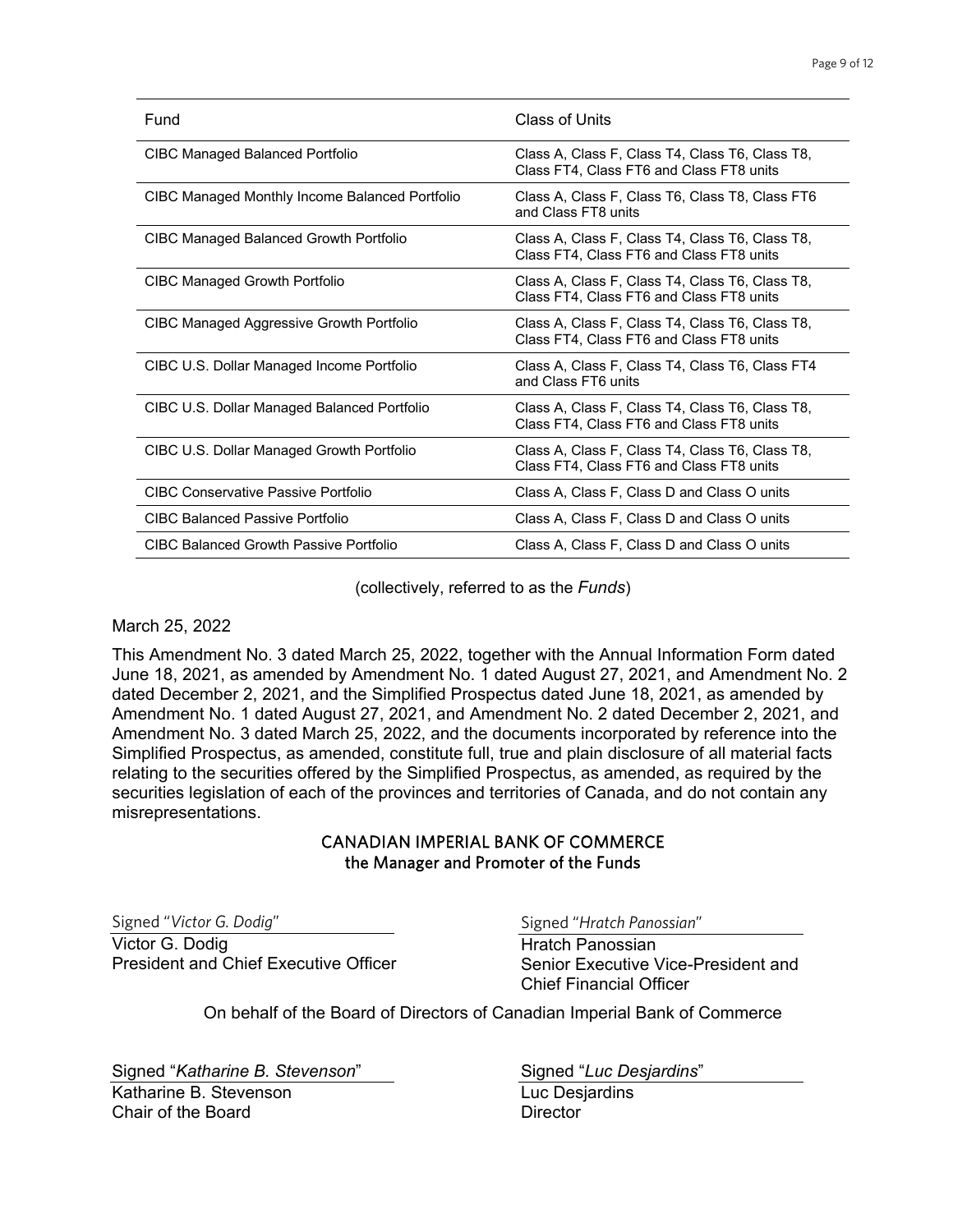| Fund | Class of Units |
| --- | --- |
| CIBC Managed Balanced Portfolio | Class A, Class F, Class T4, Class T6, Class T8, Class FT4, Class FT6 and Class FT8 units |
| CIBC Managed Monthly Income Balanced Portfolio | Class A, Class F, Class T6, Class T8, Class FT6 and Class FT8 units |
| CIBC Managed Balanced Growth Portfolio | Class A, Class F, Class T4, Class T6, Class T8, Class FT4, Class FT6 and Class FT8 units |
| CIBC Managed Growth Portfolio | Class A, Class F, Class T4, Class T6, Class T8, Class FT4, Class FT6 and Class FT8 units |
| CIBC Managed Aggressive Growth Portfolio | Class A, Class F, Class T4, Class T6, Class T8, Class FT4, Class FT6 and Class FT8 units |
| CIBC U.S. Dollar Managed Income Portfolio | Class A, Class F, Class T4, Class T6, Class FT4 and Class FT6 units |
| CIBC U.S. Dollar Managed Balanced Portfolio | Class A, Class F, Class T4, Class T6, Class T8, Class FT4, Class FT6 and Class FT8 units |
| CIBC U.S. Dollar Managed Growth Portfolio | Class A, Class F, Class T4, Class T6, Class T8, Class FT4, Class FT6 and Class FT8 units |
| CIBC Conservative Passive Portfolio | Class A, Class F, Class D and Class O units |
| CIBC Balanced Passive Portfolio | Class A, Class F, Class D and Class O units |
| CIBC Balanced Growth Passive Portfolio | Class A, Class F, Class D and Class O units |

(collectively, referred to as the *Funds*)

March 25, 2022

This Amendment No. 3 dated March 25, 2022, together with the Annual Information Form dated June 18, 2021, as amended by Amendment No. 1 dated August 27, 2021, and Amendment No. 2 dated December 2, 2021, and the Simplified Prospectus dated June 18, 2021, as amended by Amendment No. 1 dated August 27, 2021, and Amendment No. 2 dated December 2, 2021, and Amendment No. 3 dated March 25, 2022, and the documents incorporated by reference into the Simplified Prospectus, as amended, constitute full, true and plain disclosure of all material facts relating to the securities offered by the Simplified Prospectus, as amended, as required by the securities legislation of each of the provinces and territories of Canada, and do not contain any misrepresentations.

CANADIAN IMPERIAL BANK OF COMMERCE
the Manager and Promoter of the Funds

Signed "*Victor G. Dodig*"
Victor G. Dodig
President and Chief Executive Officer

Signed "*Hratch Panossian*"
Hratch Panossian
Senior Executive Vice-President and Chief Financial Officer

On behalf of the Board of Directors of Canadian Imperial Bank of Commerce

Signed "*Katharine B. Stevenson*"
Katharine B. Stevenson
Chair of the Board

Signed "*Luc Desjardins*"
Luc Desjardins
Director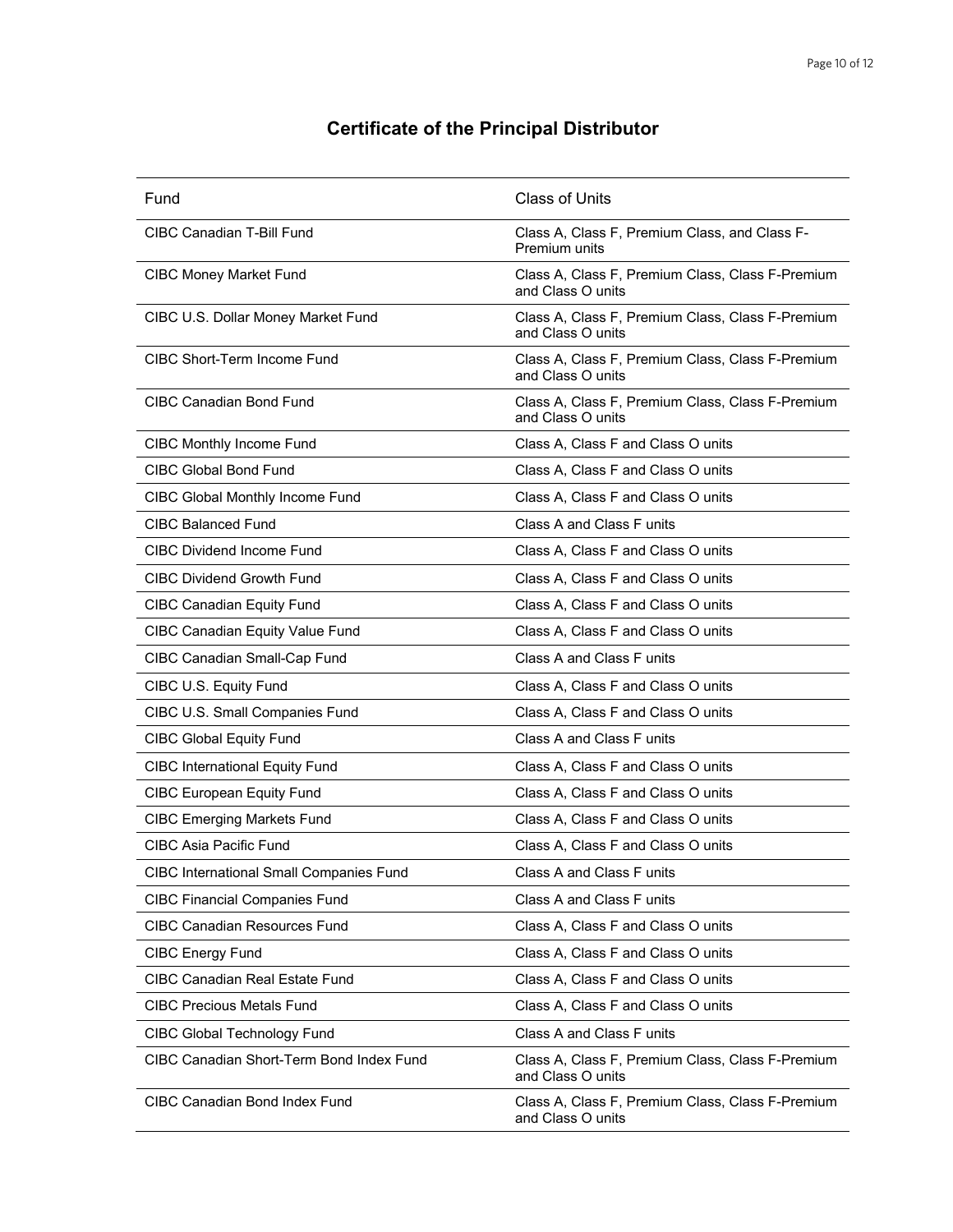# Certificate of the Principal Distributor

| Fund | Class of Units |
|---|---|
| CIBC Canadian T-Bill Fund | Class A, Class F, Premium Class, and Class F-Premium units |
| CIBC Money Market Fund | Class A, Class F, Premium Class, Class F-Premium and Class O units |
| CIBC U.S. Dollar Money Market Fund | Class A, Class F, Premium Class, Class F-Premium and Class O units |
| CIBC Short-Term Income Fund | Class A, Class F, Premium Class, Class F-Premium and Class O units |
| CIBC Canadian Bond Fund | Class A, Class F, Premium Class, Class F-Premium and Class O units |
| CIBC Monthly Income Fund | Class A, Class F and Class O units |
| CIBC Global Bond Fund | Class A, Class F and Class O units |
| CIBC Global Monthly Income Fund | Class A, Class F and Class O units |
| CIBC Balanced Fund | Class A and Class F units |
| CIBC Dividend Income Fund | Class A, Class F and Class O units |
| CIBC Dividend Growth Fund | Class A, Class F and Class O units |
| CIBC Canadian Equity Fund | Class A, Class F and Class O units |
| CIBC Canadian Equity Value Fund | Class A, Class F and Class O units |
| CIBC Canadian Small-Cap Fund | Class A and Class F units |
| CIBC U.S. Equity Fund | Class A, Class F and Class O units |
| CIBC U.S. Small Companies Fund | Class A, Class F and Class O units |
| CIBC Global Equity Fund | Class A and Class F units |
| CIBC International Equity Fund | Class A, Class F and Class O units |
| CIBC European Equity Fund | Class A, Class F and Class O units |
| CIBC Emerging Markets Fund | Class A, Class F and Class O units |
| CIBC Asia Pacific Fund | Class A, Class F and Class O units |
| CIBC International Small Companies Fund | Class A and Class F units |
| CIBC Financial Companies Fund | Class A and Class F units |
| CIBC Canadian Resources Fund | Class A, Class F and Class O units |
| CIBC Energy Fund | Class A, Class F and Class O units |
| CIBC Canadian Real Estate Fund | Class A, Class F and Class O units |
| CIBC Precious Metals Fund | Class A, Class F and Class O units |
| CIBC Global Technology Fund | Class A and Class F units |
| CIBC Canadian Short-Term Bond Index Fund | Class A, Class F, Premium Class, Class F-Premium and Class O units |
| CIBC Canadian Bond Index Fund | Class A, Class F, Premium Class, Class F-Premium and Class O units |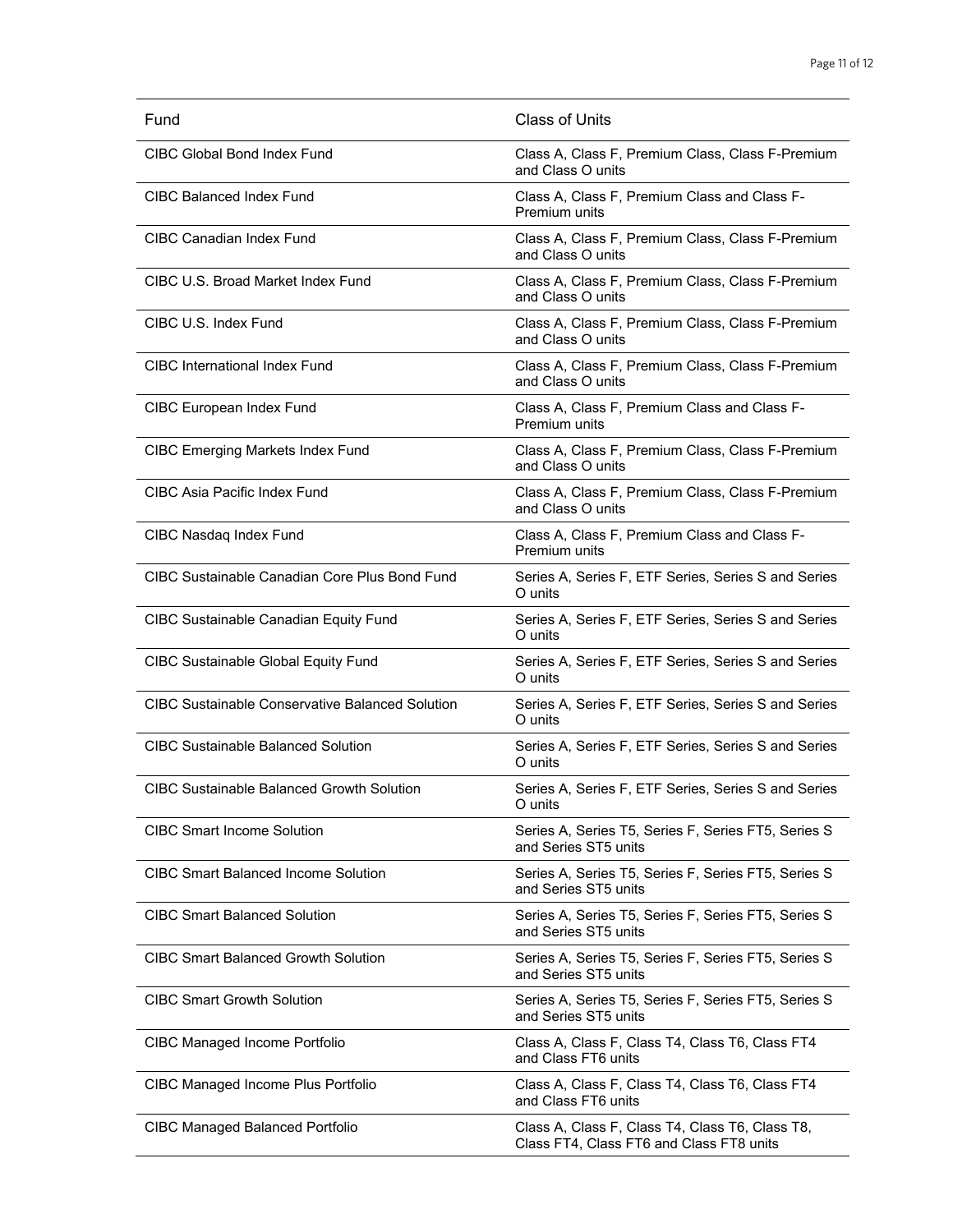| Fund | Class of Units |
| --- | --- |
| CIBC Global Bond Index Fund | Class A, Class F, Premium Class, Class F-Premium and Class O units |
| CIBC Balanced Index Fund | Class A, Class F, Premium Class and Class F-Premium units |
| CIBC Canadian Index Fund | Class A, Class F, Premium Class, Class F-Premium and Class O units |
| CIBC U.S. Broad Market Index Fund | Class A, Class F, Premium Class, Class F-Premium and Class O units |
| CIBC U.S. Index Fund | Class A, Class F, Premium Class, Class F-Premium and Class O units |
| CIBC International Index Fund | Class A, Class F, Premium Class, Class F-Premium and Class O units |
| CIBC European Index Fund | Class A, Class F, Premium Class and Class F-Premium units |
| CIBC Emerging Markets Index Fund | Class A, Class F, Premium Class, Class F-Premium and Class O units |
| CIBC Asia Pacific Index Fund | Class A, Class F, Premium Class, Class F-Premium and Class O units |
| CIBC Nasdaq Index Fund | Class A, Class F, Premium Class and Class F-Premium units |
| CIBC Sustainable Canadian Core Plus Bond Fund | Series A, Series F, ETF Series, Series S and Series O units |
| CIBC Sustainable Canadian Equity Fund | Series A, Series F, ETF Series, Series S and Series O units |
| CIBC Sustainable Global Equity Fund | Series A, Series F, ETF Series, Series S and Series O units |
| CIBC Sustainable Conservative Balanced Solution | Series A, Series F, ETF Series, Series S and Series O units |
| CIBC Sustainable Balanced Solution | Series A, Series F, ETF Series, Series S and Series O units |
| CIBC Sustainable Balanced Growth Solution | Series A, Series F, ETF Series, Series S and Series O units |
| CIBC Smart Income Solution | Series A, Series T5, Series F, Series FT5, Series S and Series ST5 units |
| CIBC Smart Balanced Income Solution | Series A, Series T5, Series F, Series FT5, Series S and Series ST5 units |
| CIBC Smart Balanced Solution | Series A, Series T5, Series F, Series FT5, Series S and Series ST5 units |
| CIBC Smart Balanced Growth Solution | Series A, Series T5, Series F, Series FT5, Series S and Series ST5 units |
| CIBC Smart Growth Solution | Series A, Series T5, Series F, Series FT5, Series S and Series ST5 units |
| CIBC Managed Income Portfolio | Class A, Class F, Class T4, Class T6, Class FT4 and Class FT6 units |
| CIBC Managed Income Plus Portfolio | Class A, Class F, Class T4, Class T6, Class FT4 and Class FT6 units |
| CIBC Managed Balanced Portfolio | Class A, Class F, Class T4, Class T6, Class T8, Class FT4, Class FT6 and Class FT8 units |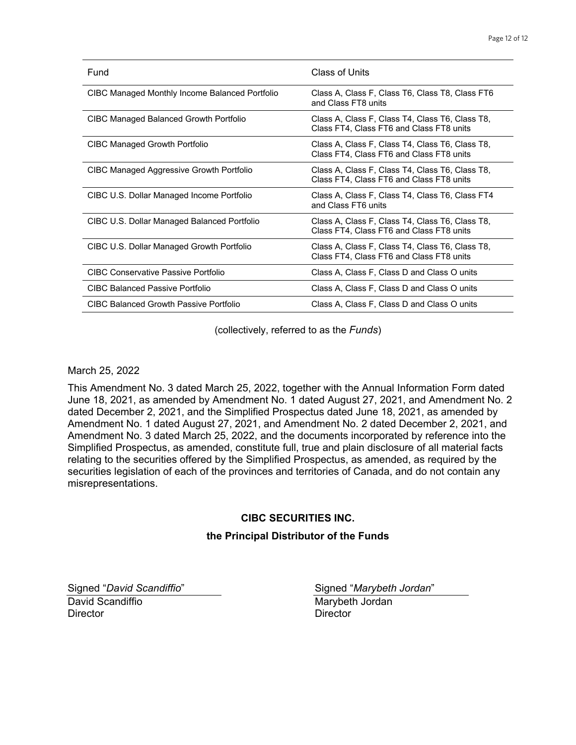| Fund | Class of Units |
| --- | --- |
| CIBC Managed Monthly Income Balanced Portfolio | Class A, Class F, Class T6, Class T8, Class FT6 and Class FT8 units |
| CIBC Managed Balanced Growth Portfolio | Class A, Class F, Class T4, Class T6, Class T8, Class FT4, Class FT6 and Class FT8 units |
| CIBC Managed Growth Portfolio | Class A, Class F, Class T4, Class T6, Class T8, Class FT4, Class FT6 and Class FT8 units |
| CIBC Managed Aggressive Growth Portfolio | Class A, Class F, Class T4, Class T6, Class T8, Class FT4, Class FT6 and Class FT8 units |
| CIBC U.S. Dollar Managed Income Portfolio | Class A, Class F, Class T4, Class T6, Class FT4 and Class FT6 units |
| CIBC U.S. Dollar Managed Balanced Portfolio | Class A, Class F, Class T4, Class T6, Class T8, Class FT4, Class FT6 and Class FT8 units |
| CIBC U.S. Dollar Managed Growth Portfolio | Class A, Class F, Class T4, Class T6, Class T8, Class FT4, Class FT6 and Class FT8 units |
| CIBC Conservative Passive Portfolio | Class A, Class F, Class D and Class O units |
| CIBC Balanced Passive Portfolio | Class A, Class F, Class D and Class O units |
| CIBC Balanced Growth Passive Portfolio | Class A, Class F, Class D and Class O units |

(collectively, referred to as the *Funds*)

March 25, 2022

This Amendment No. 3 dated March 25, 2022, together with the Annual Information Form dated June 18, 2021, as amended by Amendment No. 1 dated August 27, 2021, and Amendment No. 2 dated December 2, 2021, and the Simplified Prospectus dated June 18, 2021, as amended by Amendment No. 1 dated August 27, 2021, and Amendment No. 2 dated December 2, 2021, and Amendment No. 3 dated March 25, 2022, and the documents incorporated by reference into the Simplified Prospectus, as amended, constitute full, true and plain disclosure of all material facts relating to the securities offered by the Simplified Prospectus, as amended, as required by the securities legislation of each of the provinces and territories of Canada, and do not contain any misrepresentations.

**CIBC SECURITIES INC.**

**the Principal Distributor of the Funds**

Signed "*David Scandiffio*"
David Scandiffio
Director

Signed "*Marybeth Jordan*"
Marybeth Jordan
Director